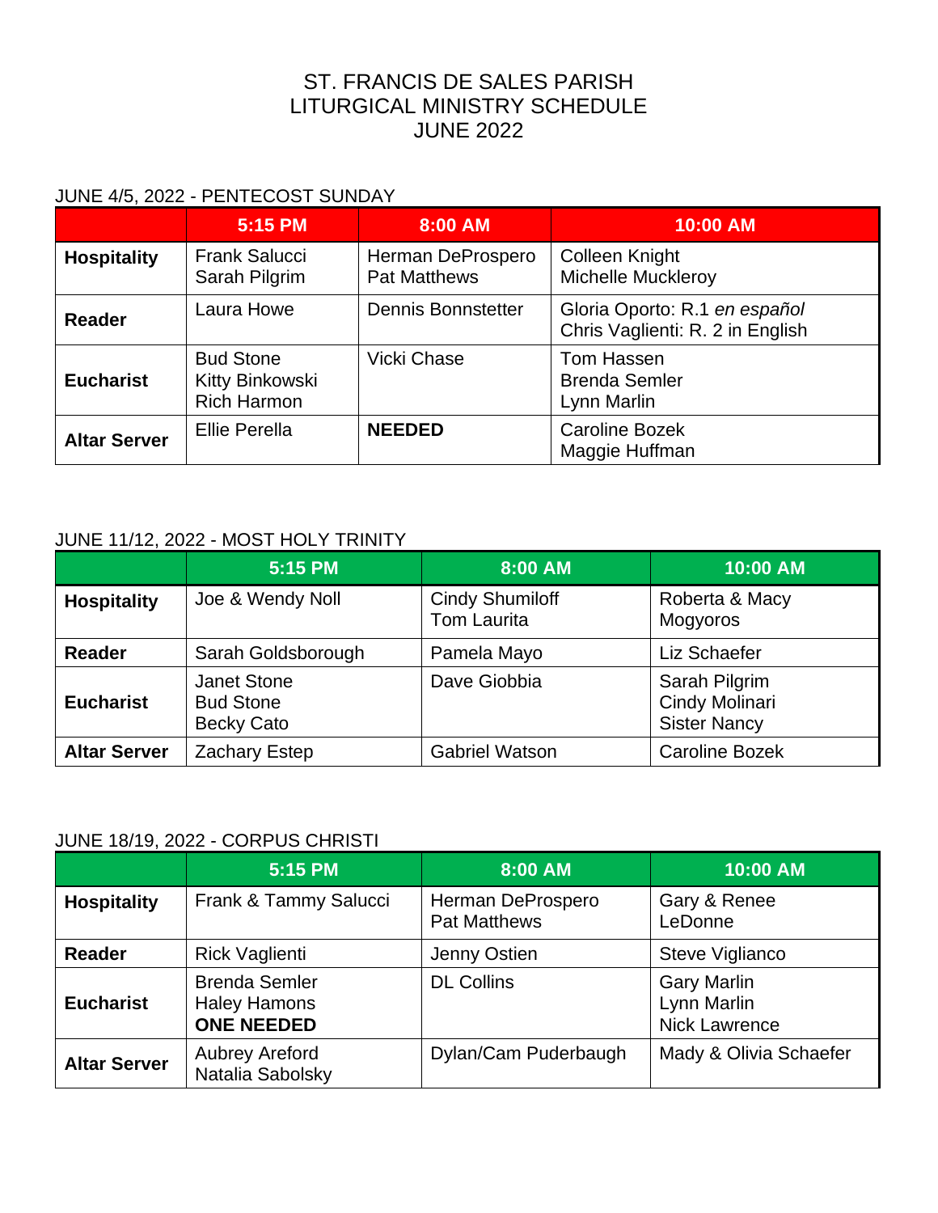# ST. FRANCIS DE SALES PARISH
# LITURGICAL MINISTRY SCHEDULE
# JUNE 2022

JUNE 4/5, 2022 - PENTECOST SUNDAY

| | 5:15 PM | 8:00 AM | 10:00 AM |
|---|---|---|---|
| **Hospitality** | Frank Salucci<br>Sarah Pilgrim | Herman DeProspero<br>Pat Matthews | Colleen Knight<br>Michelle Muckleroy |
| **Reader** | Laura Howe | Dennis Bonnstetter | Gloria Oporto: R.1 *en español*<br>Chris Vaglienti: R. 2 in English |
| **Eucharist** | Bud Stone<br>Kitty Binkowski<br>Rich Harmon | Vicki Chase | Tom Hassen<br>Brenda Semler<br>Lynn Marlin |
| **Altar Server** | Ellie Perella | **NEEDED** | Caroline Bozek<br>Maggie Huffman |

JUNE 11/12, 2022 - MOST HOLY TRINITY

| | 5:15 PM | 8:00 AM | 10:00 AM |
|---|---|---|---|
| **Hospitality** | Joe & Wendy Noll | Cindy Shumiloff<br>Tom Laurita | Roberta & Macy<br>Mogyoros |
| **Reader** | Sarah Goldsborough | Pamela Mayo | Liz Schaefer |
| **Eucharist** | Janet Stone<br>Bud Stone<br>Becky Cato | Dave Giobbia | Sarah Pilgrim<br>Cindy Molinari<br>Sister Nancy |
| **Altar Server** | Zachary Estep | Gabriel Watson | Caroline Bozek |

JUNE 18/19, 2022 - CORPUS CHRISTI

| | 5:15 PM | 8:00 AM | 10:00 AM |
|---|---|---|---|
| **Hospitality** | Frank & Tammy Salucci | Herman DeProspero<br>Pat Matthews | Gary & Renee<br>LeDonne |
| **Reader** | Rick Vaglienti | Jenny Ostien | Steve Viglianco |
| **Eucharist** | Brenda Semler<br>Haley Hamons<br>**ONE NEEDED** | DL Collins | Gary Marlin<br>Lynn Marlin<br>Nick Lawrence |
| **Altar Server** | Aubrey Areford<br>Natalia Sabolsky | Dylan/Cam Puderbaugh | Mady & Olivia Schaefer |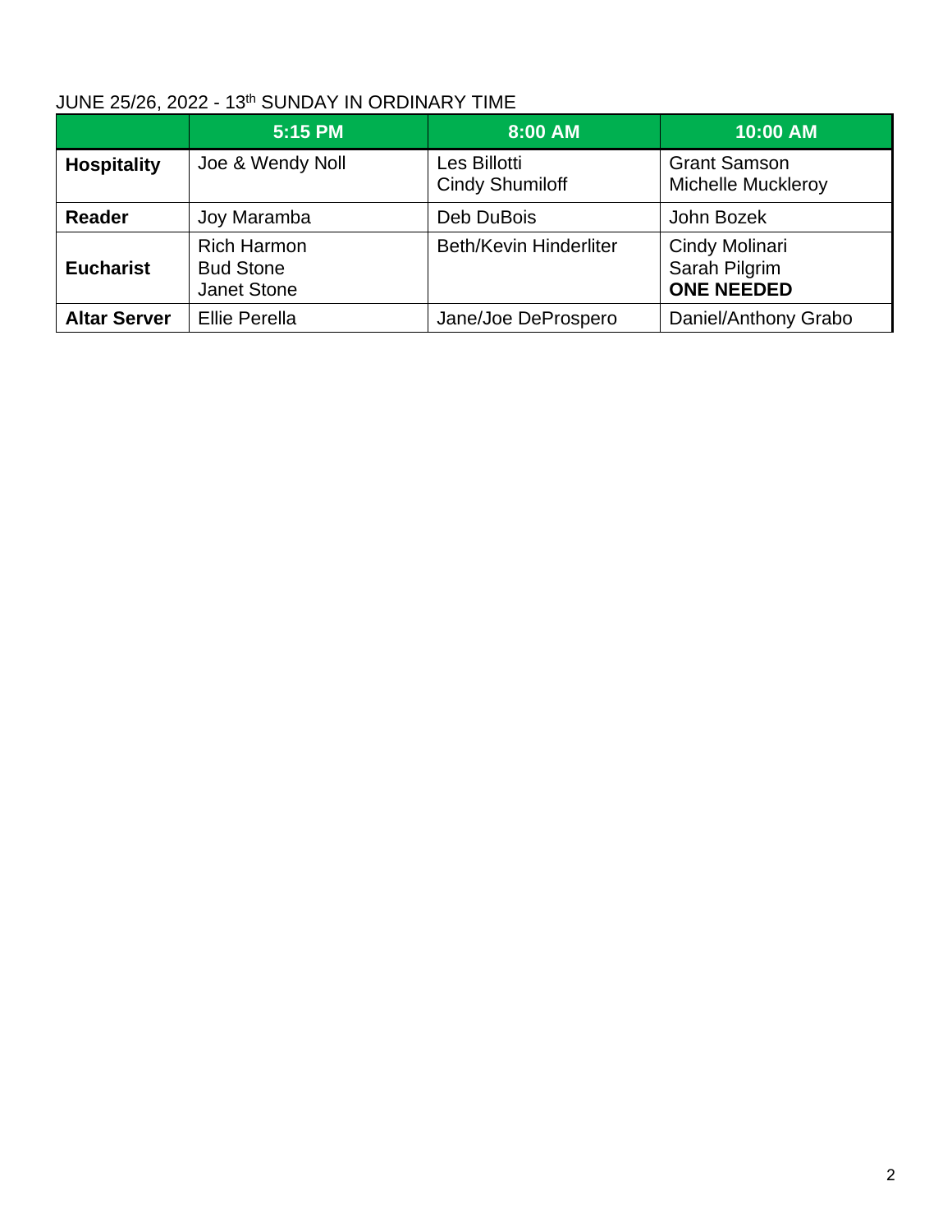JUNE 25/26, 2022 - 13th SUNDAY IN ORDINARY TIME

| | 5:15 PM | 8:00 AM | 10:00 AM |
|---|---|---|---|
| **Hospitality** | Joe & Wendy Noll | Les Billotti<br>Cindy Shumiloff | Grant Samson<br>Michelle Muckleroy |
| **Reader** | Joy Maramba | Deb DuBois | John Bozek |
| **Eucharist** | Rich Harmon<br>Bud Stone<br>Janet Stone | Beth/Kevin Hinderliter | Cindy Molinari<br>Sarah Pilgrim<br>**ONE NEEDED** |
| **Altar Server** | Ellie Perella | Jane/Joe DeProspero | Daniel/Anthony Grabo |